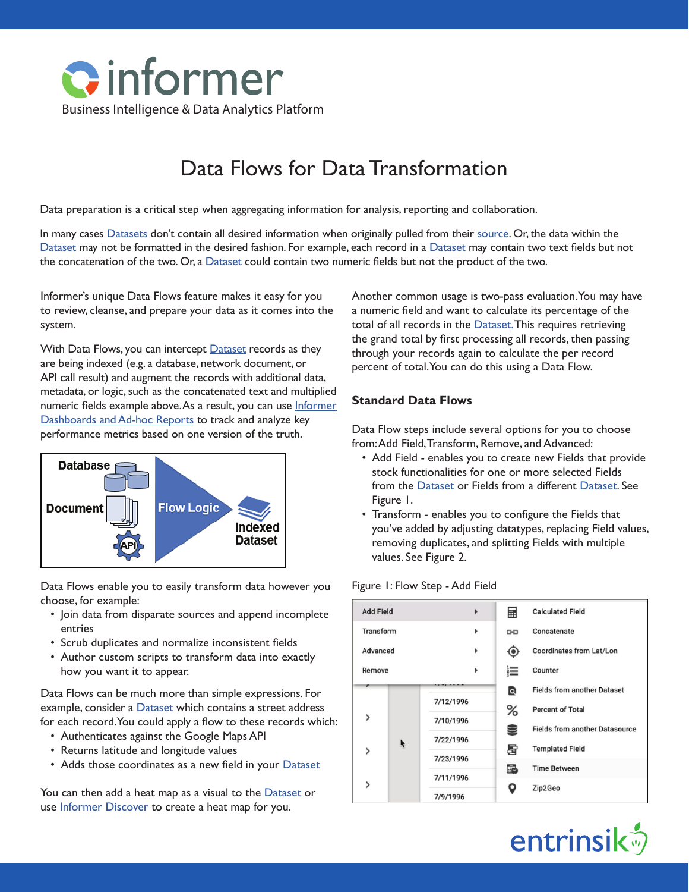# informer

Business Intelligence & Data Analytics Platform

## Data Flows for Data Transformation

Data preparation is a critical step when aggregating information for analysis, reporting and collaboration.

In many cases Datasets don't contain all desired information when originally pulled from their source. Or, the data within the Dataset may not be formatted in the desired fashion. For example, each record in a Dataset may contain two text fields but not the concatenation of the two. Or, a Dataset could contain two numeric fields but not the product of the two.

Informer's unique Data Flows feature makes it easy for you to review, cleanse, and prepare your data as it comes into the system.

With Data Flows, you can intercept Dataset records as they are being indexed (e.g. a database, network document, or API call result) and augment the records with additional data, metadata, or logic, such as the concatenated text and multiplied numeric fields example above. As a result, you can use Informer Dashboards and Ad-hoc Reports to track and analyze key performance metrics based on one version of the truth.

Database | Document | API → Flow Logic → Indexed Dataset

Data Flows enable you to easily transform data however you choose, for example:

- Join data from disparate sources and append incomplete entries
- Scrub duplicates and normalize inconsistent fields
- Author custom scripts to transform data into exactly how you want it to appear.

Data Flows can be much more than simple expressions. For example, consider a Dataset which contains a street address for each record. You could apply a flow to these records which:

- Authenticates against the Google Maps API
- Returns latitude and longitude values
- Adds those coordinates as a new field in your Dataset

You can then add a heat map as a visual to the Dataset or use Informer Discover to create a heat map for you.

Another common usage is two-pass evaluation. You may have a numeric field and want to calculate its percentage of the total of all records in the Dataset. This requires retrieving the grand total by first processing all records, then passing through your records again to calculate the per record percent of total. You can do this using a Data Flow.

### Standard Data Flows

Data Flow steps include several options for you to choose from: Add Field, Transform, Remove, and Advanced:

- Add Field - enables you to create new Fields that provide stock functionalities for one or more selected Fields from the Dataset or Fields from a different Dataset. See Figure 1.
- Transform - enables you to configure the Fields that you've added by adjusting datatypes, replacing Field values, removing duplicates, and splitting Fields with multiple values. See Figure 2.

Figure 1: Flow Step - Add Field

| Menu | Add Field options |
|---|---|
| Add Field | Calculated Field |
| Transform | Concatenate |
| Advanced | Coordinates from Lat/Lon |
| Remove | Counter |
| | Fields from another Dataset |
| | Percent of Total |
| | Fields from another Datasource |
| | Templated Field |
| | Time Between |
| | Zip2Geo |

entrinsik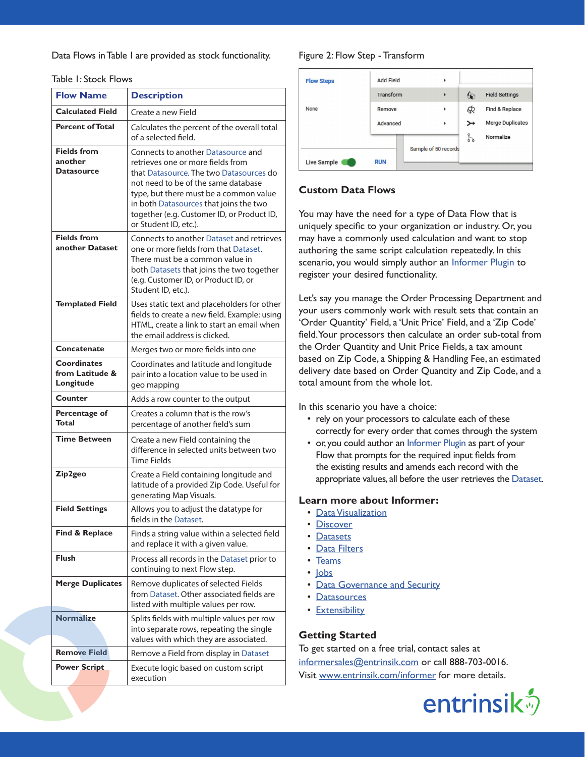Data Flows in Table I are provided as stock functionality.

Table I: Stock Flows

| Flow Name | Description |
|---|---|
| **Calculated Field** | Create a new Field |
| **Percent of Total** | Calculates the percent of the overall total of a selected field. |
| **Fields from another Datasource** | Connects to another Datasource and retrieves one or more fields from that Datasource. The two Datasources do not need to be of the same database type, but there must be a common value in both Datasources that joins the two together (e.g. Customer ID, or Product ID, or Student ID, etc.). |
| **Fields from another Dataset** | Connects to another Dataset and retrieves one or more fields from that Dataset. There must be a common value in both Datasets that joins the two together (e.g. Customer ID, or Product ID, or Student ID, etc.). |
| **Templated Field** | Uses static text and placeholders for other fields to create a new field. Example: using HTML, create a link to start an email when the email address is clicked. |
| **Concatenate** | Merges two or more fields into one |
| **Coordinates from Latitude & Longitude** | Coordinates and latitude and longitude pair into a location value to be used in geo mapping |
| **Counter** | Adds a row counter to the output |
| **Percentage of Total** | Creates a column that is the row's percentage of another field's sum |
| **Time Between** | Create a new Field containing the difference in selected units between two Time Fields |
| **Zip2geo** | Create a Field containing longitude and latitude of a provided Zip Code. Useful for generating Map Visuals. |
| **Field Settings** | Allows you to adjust the datatype for fields in the Dataset. |
| **Find & Replace** | Finds a string value within a selected field and replace it with a given value. |
| **Flush** | Process all records in the Dataset prior to continuing to next Flow step. |
| **Merge Duplicates** | Remove duplicates of selected Fields from Dataset. Other associated fields are listed with multiple values per row. |
| **Normalize** | Splits fields with multiple values per row into separate rows, repeating the single values with which they are associated. |
| **Remove Field** | Remove a Field from display in Dataset |
| **Power Script** | Execute logic based on custom script execution |

Figure 2: Flow Step - Transform

Flow Steps
None
Add Field
Transform
Remove
Advanced
Field Settings
Find & Replace
Merge Duplicates
Normalize
Sample of 50 records
Live Sample
RUN

## Custom Data Flows

You may have the need for a type of Data Flow that is uniquely specific to your organization or industry. Or, you may have a commonly used calculation and want to stop authoring the same script calculation repeatedly. In this scenario, you would simply author an Informer Plugin to register your desired functionality.

Let's say you manage the Order Processing Department and your users commonly work with result sets that contain an 'Order Quantity' Field, a 'Unit Price' Field, and a 'Zip Code' field. Your processors then calculate an order sub-total from the Order Quantity and Unit Price Fields, a tax amount based on Zip Code, a Shipping & Handling Fee, an estimated delivery date based on Order Quantity and Zip Code, and a total amount from the whole lot.

In this scenario you have a choice:

- rely on your processors to calculate each of these correctly for every order that comes through the system
- or, you could author an Informer Plugin as part of your Flow that prompts for the required input fields from the existing results and amends each record with the appropriate values, all before the user retrieves the Dataset.

## Learn more about Informer:

- Data Visualization
- Discover
- Datasets
- Data Filters
- Teams
- Jobs
- Data Governance and Security
- Datasources
- Extensibility

## Getting Started

To get started on a free trial, contact sales at informersales@entrinsik.com or call 888-703-0016.
Visit www.entrinsik.com/informer for more details.

entrinsik